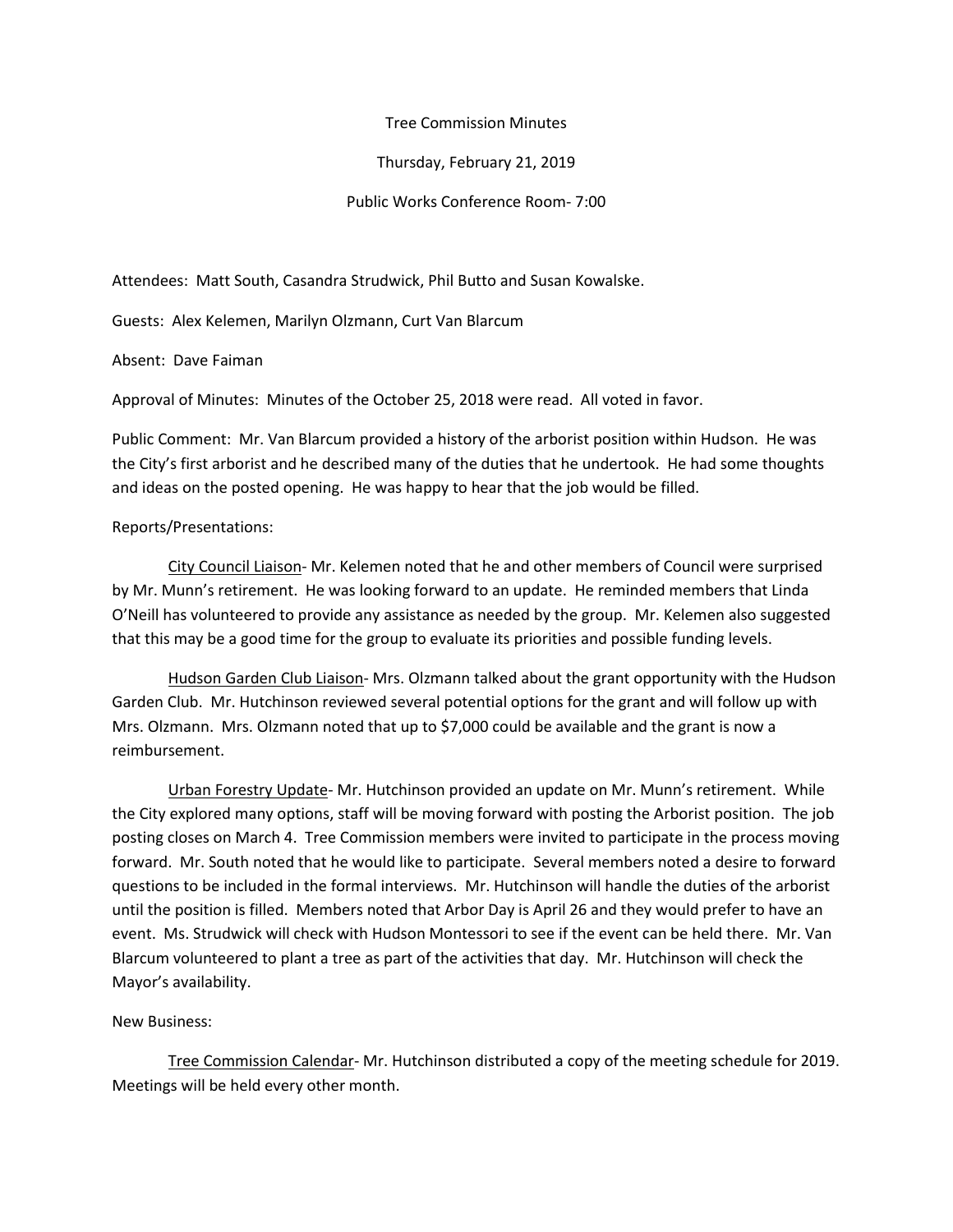Tree Commission Minutes

Thursday, February 21, 2019

Public Works Conference Room- 7:00

Attendees: Matt South, Casandra Strudwick, Phil Butto and Susan Kowalske.

Guests: Alex Kelemen, Marilyn Olzmann, Curt Van Blarcum

Absent: Dave Faiman

Approval of Minutes: Minutes of the October 25, 2018 were read. All voted in favor.

Public Comment: Mr. Van Blarcum provided a history of the arborist position within Hudson. He was the City's first arborist and he described many of the duties that he undertook. He had some thoughts and ideas on the posted opening. He was happy to hear that the job would be filled.

Reports/Presentations:

City Council Liaison- Mr. Kelemen noted that he and other members of Council were surprised by Mr. Munn's retirement. He was looking forward to an update. He reminded members that Linda O'Neill has volunteered to provide any assistance as needed by the group. Mr. Kelemen also suggested that this may be a good time for the group to evaluate its priorities and possible funding levels.

Hudson Garden Club Liaison- Mrs. Olzmann talked about the grant opportunity with the Hudson Garden Club. Mr. Hutchinson reviewed several potential options for the grant and will follow up with Mrs. Olzmann. Mrs. Olzmann noted that up to $7,000 could be available and the grant is now a reimbursement.

Urban Forestry Update- Mr. Hutchinson provided an update on Mr. Munn's retirement. While the City explored many options, staff will be moving forward with posting the Arborist position. The job posting closes on March 4. Tree Commission members were invited to participate in the process moving forward. Mr. South noted that he would like to participate. Several members noted a desire to forward questions to be included in the formal interviews. Mr. Hutchinson will handle the duties of the arborist until the position is filled. Members noted that Arbor Day is April 26 and they would prefer to have an event. Ms. Strudwick will check with Hudson Montessori to see if the event can be held there. Mr. Van Blarcum volunteered to plant a tree as part of the activities that day. Mr. Hutchinson will check the Mayor's availability.

New Business:

Tree Commission Calendar- Mr. Hutchinson distributed a copy of the meeting schedule for 2019. Meetings will be held every other month.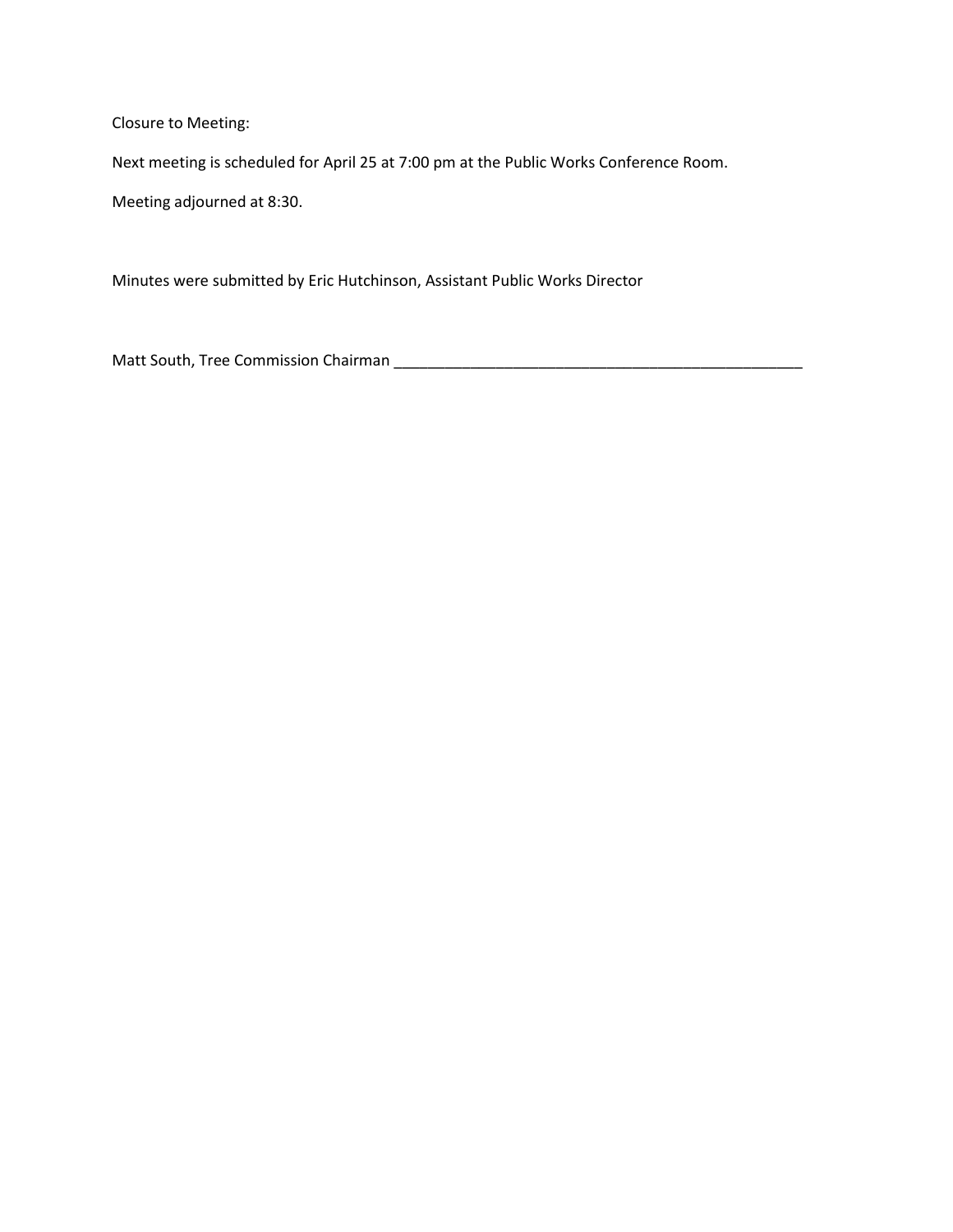Closure to Meeting:

Next meeting is scheduled for April 25 at 7:00 pm at the Public Works Conference Room.

Meeting adjourned at 8:30.

Minutes were submitted by Eric Hutchinson, Assistant Public Works Director

Matt South, Tree Commission Chairman __________________________________________________